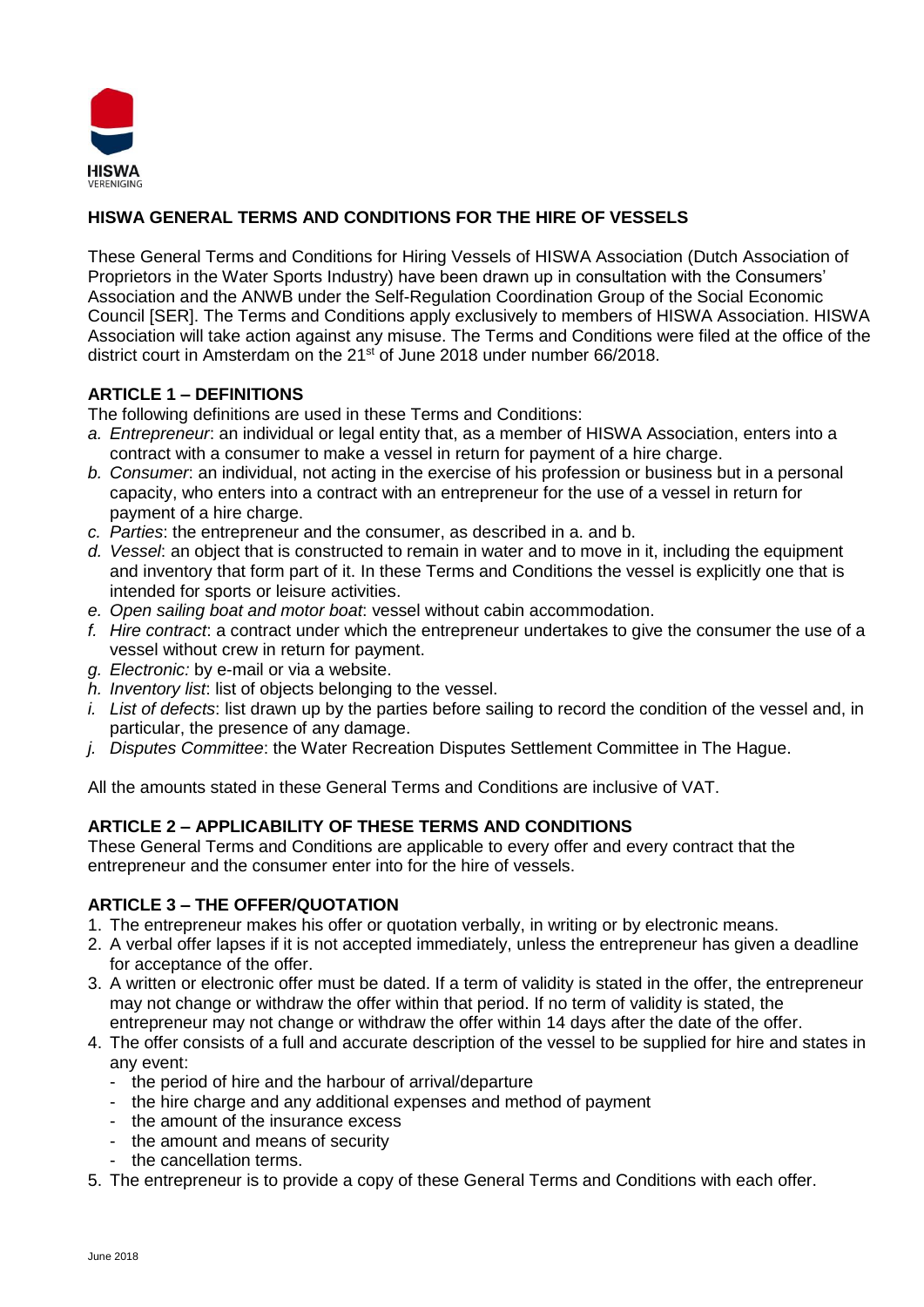HISWA VERENIGING

# HISWA GENERAL TERMS AND CONDITIONS FOR THE HIRE OF VESSELS

These General Terms and Conditions for Hiring Vessels of HISWA Association (Dutch Association of Proprietors in the Water Sports Industry) have been drawn up in consultation with the Consumers' Association and the ANWB under the Self-Regulation Coordination Group of the Social Economic Council [SER]. The Terms and Conditions apply exclusively to members of HISWA Association. HISWA Association will take action against any misuse. The Terms and Conditions were filed at the office of the district court in Amsterdam on the 21st of June 2018 under number 66/2018.

## ARTICLE 1 – DEFINITIONS

The following definitions are used in these Terms and Conditions:

- a. *Entrepreneur*: an individual or legal entity that, as a member of HISWA Association, enters into a contract with a consumer to make a vessel in return for payment of a hire charge.
- b. *Consumer*: an individual, not acting in the exercise of his profession or business but in a personal capacity, who enters into a contract with an entrepreneur for the use of a vessel in return for payment of a hire charge.
- c. *Parties*: the entrepreneur and the consumer, as described in a. and b.
- d. *Vessel*: an object that is constructed to remain in water and to move in it, including the equipment and inventory that form part of it. In these Terms and Conditions the vessel is explicitly one that is intended for sports or leisure activities.
- e. *Open sailing boat and motor boat*: vessel without cabin accommodation.
- f. *Hire contract*: a contract under which the entrepreneur undertakes to give the consumer the use of a vessel without crew in return for payment.
- g. *Electronic:* by e-mail or via a website.
- h. *Inventory list*: list of objects belonging to the vessel.
- i. *List of defects*: list drawn up by the parties before sailing to record the condition of the vessel and, in particular, the presence of any damage.
- j. *Disputes Committee*: the Water Recreation Disputes Settlement Committee in The Hague.

All the amounts stated in these General Terms and Conditions are inclusive of VAT.

## ARTICLE 2 – APPLICABILITY OF THESE TERMS AND CONDITIONS

These General Terms and Conditions are applicable to every offer and every contract that the entrepreneur and the consumer enter into for the hire of vessels.

## ARTICLE 3 – THE OFFER/QUOTATION

1. The entrepreneur makes his offer or quotation verbally, in writing or by electronic means.
2. A verbal offer lapses if it is not accepted immediately, unless the entrepreneur has given a deadline for acceptance of the offer.
3. A written or electronic offer must be dated. If a term of validity is stated in the offer, the entrepreneur may not change or withdraw the offer within that period. If no term of validity is stated, the entrepreneur may not change or withdraw the offer within 14 days after the date of the offer.
4. The offer consists of a full and accurate description of the vessel to be supplied for hire and states in any event:
   - the period of hire and the harbour of arrival/departure
   - the hire charge and any additional expenses and method of payment
   - the amount of the insurance excess
   - the amount and means of security
   - the cancellation terms.
5. The entrepreneur is to provide a copy of these General Terms and Conditions with each offer.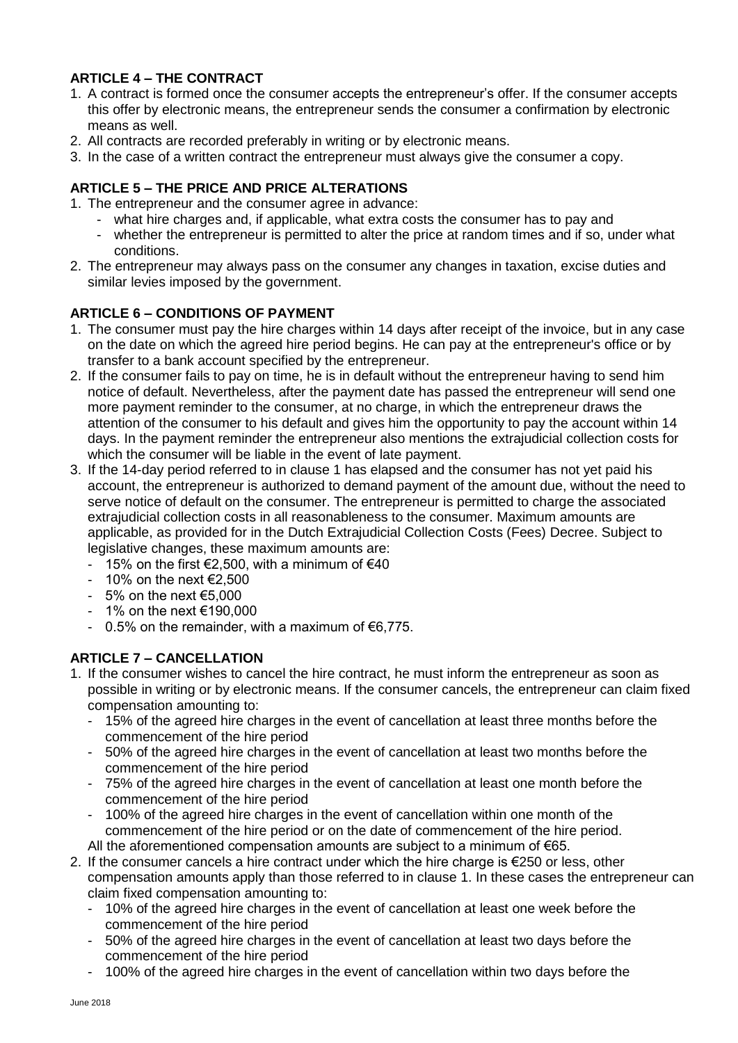**ARTICLE 4 – THE CONTRACT**

1. A contract is formed once the consumer accepts the entrepreneur's offer. If the consumer accepts this offer by electronic means, the entrepreneur sends the consumer a confirmation by electronic means as well.
2. All contracts are recorded preferably in writing or by electronic means.
3. In the case of a written contract the entrepreneur must always give the consumer a copy.

**ARTICLE 5 – THE PRICE AND PRICE ALTERATIONS**

1. The entrepreneur and the consumer agree in advance:
   - what hire charges and, if applicable, what extra costs the consumer has to pay and
   - whether the entrepreneur is permitted to alter the price at random times and if so, under what conditions.
2. The entrepreneur may always pass on the consumer any changes in taxation, excise duties and similar levies imposed by the government.

**ARTICLE 6 – CONDITIONS OF PAYMENT**

1. The consumer must pay the hire charges within 14 days after receipt of the invoice, but in any case on the date on which the agreed hire period begins. He can pay at the entrepreneur's office or by transfer to a bank account specified by the entrepreneur.
2. If the consumer fails to pay on time, he is in default without the entrepreneur having to send him notice of default. Nevertheless, after the payment date has passed the entrepreneur will send one more payment reminder to the consumer, at no charge, in which the entrepreneur draws the attention of the consumer to his default and gives him the opportunity to pay the account within 14 days. In the payment reminder the entrepreneur also mentions the extrajudicial collection costs for which the consumer will be liable in the event of late payment.
3. If the 14-day period referred to in clause 1 has elapsed and the consumer has not yet paid his account, the entrepreneur is authorized to demand payment of the amount due, without the need to serve notice of default on the consumer. The entrepreneur is permitted to charge the associated extrajudicial collection costs in all reasonableness to the consumer. Maximum amounts are applicable, as provided for in the Dutch Extrajudicial Collection Costs (Fees) Decree. Subject to legislative changes, these maximum amounts are:
   - 15% on the first €2,500, with a minimum of €40
   - 10% on the next €2,500
   - 5% on the next €5,000
   - 1% on the next €190,000
   - 0.5% on the remainder, with a maximum of €6,775.

**ARTICLE 7 – CANCELLATION**

1. If the consumer wishes to cancel the hire contract, he must inform the entrepreneur as soon as possible in writing or by electronic means. If the consumer cancels, the entrepreneur can claim fixed compensation amounting to:
   - 15% of the agreed hire charges in the event of cancellation at least three months before the commencement of the hire period
   - 50% of the agreed hire charges in the event of cancellation at least two months before the commencement of the hire period
   - 75% of the agreed hire charges in the event of cancellation at least one month before the commencement of the hire period
   - 100% of the agreed hire charges in the event of cancellation within one month of the commencement of the hire period or on the date of commencement of the hire period.

   All the aforementioned compensation amounts are subject to a minimum of €65.
2. If the consumer cancels a hire contract under which the hire charge is €250 or less, other compensation amounts apply than those referred to in clause 1. In these cases the entrepreneur can claim fixed compensation amounting to:
   - 10% of the agreed hire charges in the event of cancellation at least one week before the commencement of the hire period
   - 50% of the agreed hire charges in the event of cancellation at least two days before the commencement of the hire period
   - 100% of the agreed hire charges in the event of cancellation within two days before the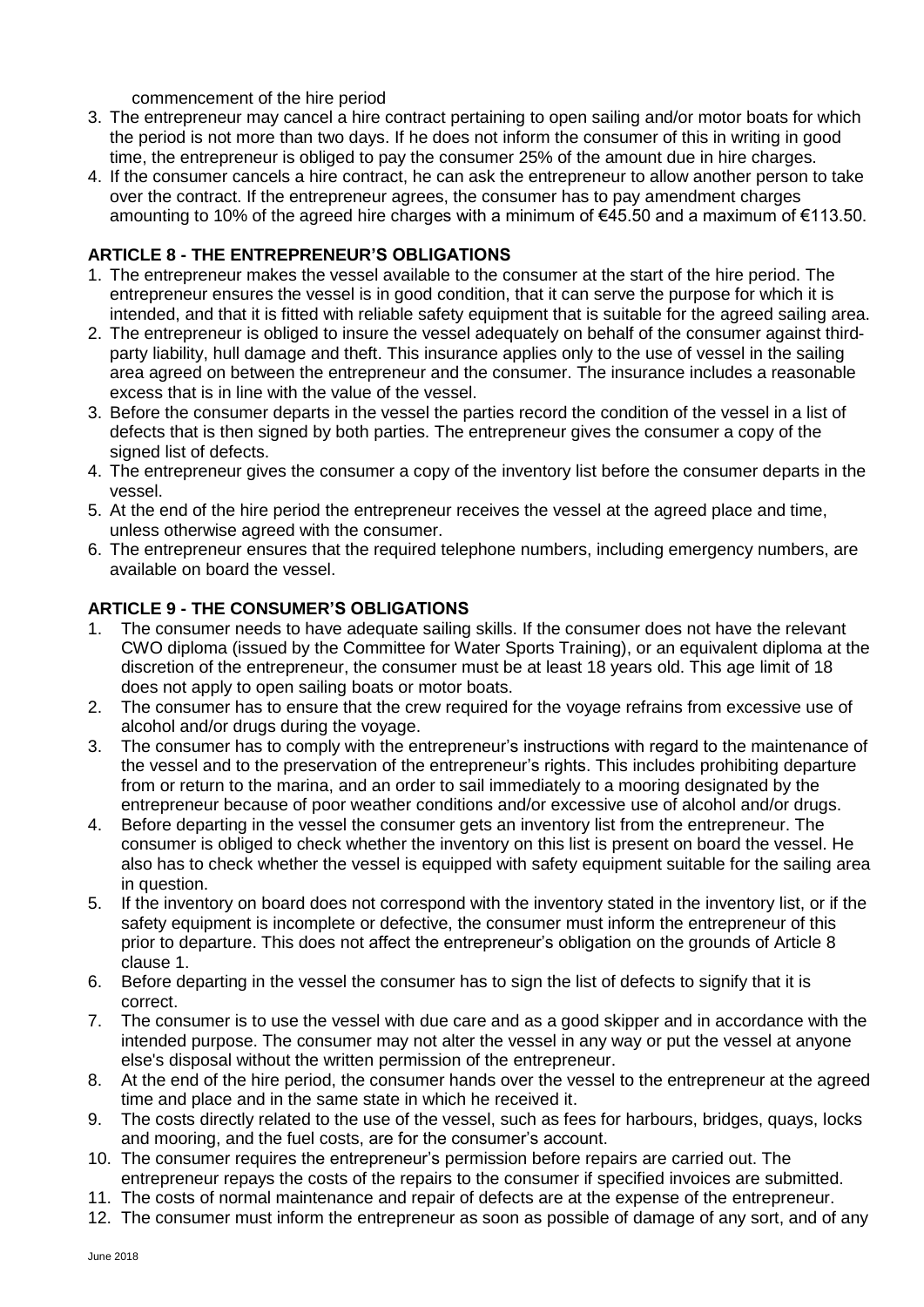commencement of the hire period

3. The entrepreneur may cancel a hire contract pertaining to open sailing and/or motor boats for which the period is not more than two days. If he does not inform the consumer of this in writing in good time, the entrepreneur is obliged to pay the consumer 25% of the amount due in hire charges.
4. If the consumer cancels a hire contract, he can ask the entrepreneur to allow another person to take over the contract. If the entrepreneur agrees, the consumer has to pay amendment charges amounting to 10% of the agreed hire charges with a minimum of €45.50 and a maximum of €113.50.

**ARTICLE 8 - THE ENTREPRENEUR'S OBLIGATIONS**

1. The entrepreneur makes the vessel available to the consumer at the start of the hire period. The entrepreneur ensures the vessel is in good condition, that it can serve the purpose for which it is intended, and that it is fitted with reliable safety equipment that is suitable for the agreed sailing area.
2. The entrepreneur is obliged to insure the vessel adequately on behalf of the consumer against third-party liability, hull damage and theft. This insurance applies only to the use of vessel in the sailing area agreed on between the entrepreneur and the consumer. The insurance includes a reasonable excess that is in line with the value of the vessel.
3. Before the consumer departs in the vessel the parties record the condition of the vessel in a list of defects that is then signed by both parties. The entrepreneur gives the consumer a copy of the signed list of defects.
4. The entrepreneur gives the consumer a copy of the inventory list before the consumer departs in the vessel.
5. At the end of the hire period the entrepreneur receives the vessel at the agreed place and time, unless otherwise agreed with the consumer.
6. The entrepreneur ensures that the required telephone numbers, including emergency numbers, are available on board the vessel.

**ARTICLE 9 - THE CONSUMER'S OBLIGATIONS**

1. The consumer needs to have adequate sailing skills. If the consumer does not have the relevant CWO diploma (issued by the Committee for Water Sports Training), or an equivalent diploma at the discretion of the entrepreneur, the consumer must be at least 18 years old. This age limit of 18 does not apply to open sailing boats or motor boats.
2. The consumer has to ensure that the crew required for the voyage refrains from excessive use of alcohol and/or drugs during the voyage.
3. The consumer has to comply with the entrepreneur's instructions with regard to the maintenance of the vessel and to the preservation of the entrepreneur's rights. This includes prohibiting departure from or return to the marina, and an order to sail immediately to a mooring designated by the entrepreneur because of poor weather conditions and/or excessive use of alcohol and/or drugs.
4. Before departing in the vessel the consumer gets an inventory list from the entrepreneur. The consumer is obliged to check whether the inventory on this list is present on board the vessel. He also has to check whether the vessel is equipped with safety equipment suitable for the sailing area in question.
5. If the inventory on board does not correspond with the inventory stated in the inventory list, or if the safety equipment is incomplete or defective, the consumer must inform the entrepreneur of this prior to departure. This does not affect the entrepreneur's obligation on the grounds of Article 8 clause 1.
6. Before departing in the vessel the consumer has to sign the list of defects to signify that it is correct.
7. The consumer is to use the vessel with due care and as a good skipper and in accordance with the intended purpose. The consumer may not alter the vessel in any way or put the vessel at anyone else's disposal without the written permission of the entrepreneur.
8. At the end of the hire period, the consumer hands over the vessel to the entrepreneur at the agreed time and place and in the same state in which he received it.
9. The costs directly related to the use of the vessel, such as fees for harbours, bridges, quays, locks and mooring, and the fuel costs, are for the consumer's account.
10. The consumer requires the entrepreneur's permission before repairs are carried out. The entrepreneur repays the costs of the repairs to the consumer if specified invoices are submitted.
11. The costs of normal maintenance and repair of defects are at the expense of the entrepreneur.
12. The consumer must inform the entrepreneur as soon as possible of damage of any sort, and of any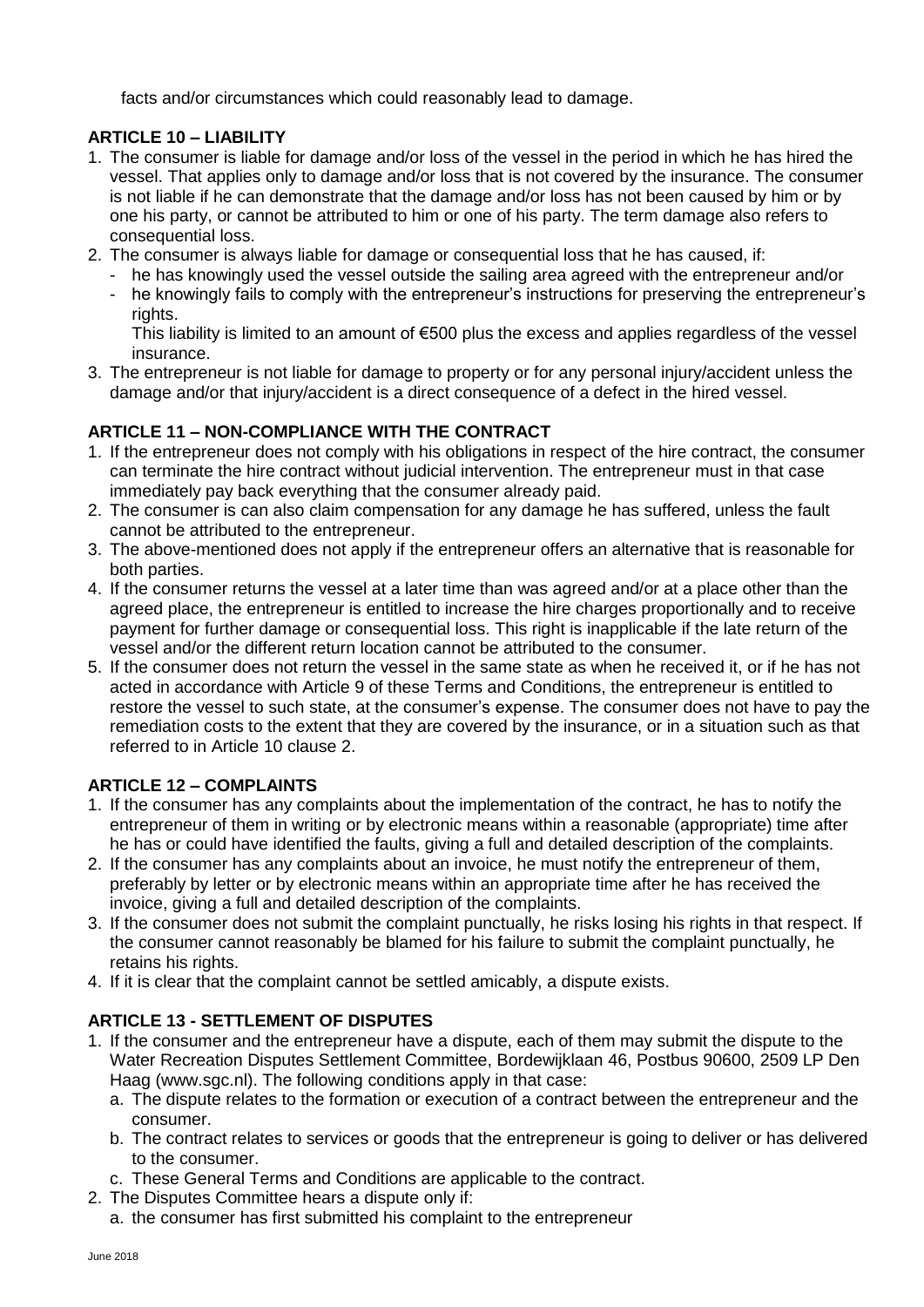facts and/or circumstances which could reasonably lead to damage.

**ARTICLE 10 – LIABILITY**

1. The consumer is liable for damage and/or loss of the vessel in the period in which he has hired the vessel. That applies only to damage and/or loss that is not covered by the insurance. The consumer is not liable if he can demonstrate that the damage and/or loss has not been caused by him or by one his party, or cannot be attributed to him or one of his party. The term damage also refers to consequential loss.
2. The consumer is always liable for damage or consequential loss that he has caused, if:
   - he has knowingly used the vessel outside the sailing area agreed with the entrepreneur and/or
   - he knowingly fails to comply with the entrepreneur's instructions for preserving the entrepreneur's rights.

   This liability is limited to an amount of €500 plus the excess and applies regardless of the vessel insurance.
3. The entrepreneur is not liable for damage to property or for any personal injury/accident unless the damage and/or that injury/accident is a direct consequence of a defect in the hired vessel.

**ARTICLE 11 – NON-COMPLIANCE WITH THE CONTRACT**

1. If the entrepreneur does not comply with his obligations in respect of the hire contract, the consumer can terminate the hire contract without judicial intervention. The entrepreneur must in that case immediately pay back everything that the consumer already paid.
2. The consumer is can also claim compensation for any damage he has suffered, unless the fault cannot be attributed to the entrepreneur.
3. The above-mentioned does not apply if the entrepreneur offers an alternative that is reasonable for both parties.
4. If the consumer returns the vessel at a later time than was agreed and/or at a place other than the agreed place, the entrepreneur is entitled to increase the hire charges proportionally and to receive payment for further damage or consequential loss. This right is inapplicable if the late return of the vessel and/or the different return location cannot be attributed to the consumer.
5. If the consumer does not return the vessel in the same state as when he received it, or if he has not acted in accordance with Article 9 of these Terms and Conditions, the entrepreneur is entitled to restore the vessel to such state, at the consumer's expense. The consumer does not have to pay the remediation costs to the extent that they are covered by the insurance, or in a situation such as that referred to in Article 10 clause 2.

**ARTICLE 12 – COMPLAINTS**

1. If the consumer has any complaints about the implementation of the contract, he has to notify the entrepreneur of them in writing or by electronic means within a reasonable (appropriate) time after he has or could have identified the faults, giving a full and detailed description of the complaints.
2. If the consumer has any complaints about an invoice, he must notify the entrepreneur of them, preferably by letter or by electronic means within an appropriate time after he has received the invoice, giving a full and detailed description of the complaints.
3. If the consumer does not submit the complaint punctually, he risks losing his rights in that respect. If the consumer cannot reasonably be blamed for his failure to submit the complaint punctually, he retains his rights.
4. If it is clear that the complaint cannot be settled amicably, a dispute exists.

**ARTICLE 13 - SETTLEMENT OF DISPUTES**

1. If the consumer and the entrepreneur have a dispute, each of them may submit the dispute to the Water Recreation Disputes Settlement Committee, Bordewijklaan 46, Postbus 90600, 2509 LP Den Haag (www.sgc.nl). The following conditions apply in that case:
   a. The dispute relates to the formation or execution of a contract between the entrepreneur and the consumer.
   b. The contract relates to services or goods that the entrepreneur is going to deliver or has delivered to the consumer.
   c. These General Terms and Conditions are applicable to the contract.
2. The Disputes Committee hears a dispute only if:
   a. the consumer has first submitted his complaint to the entrepreneur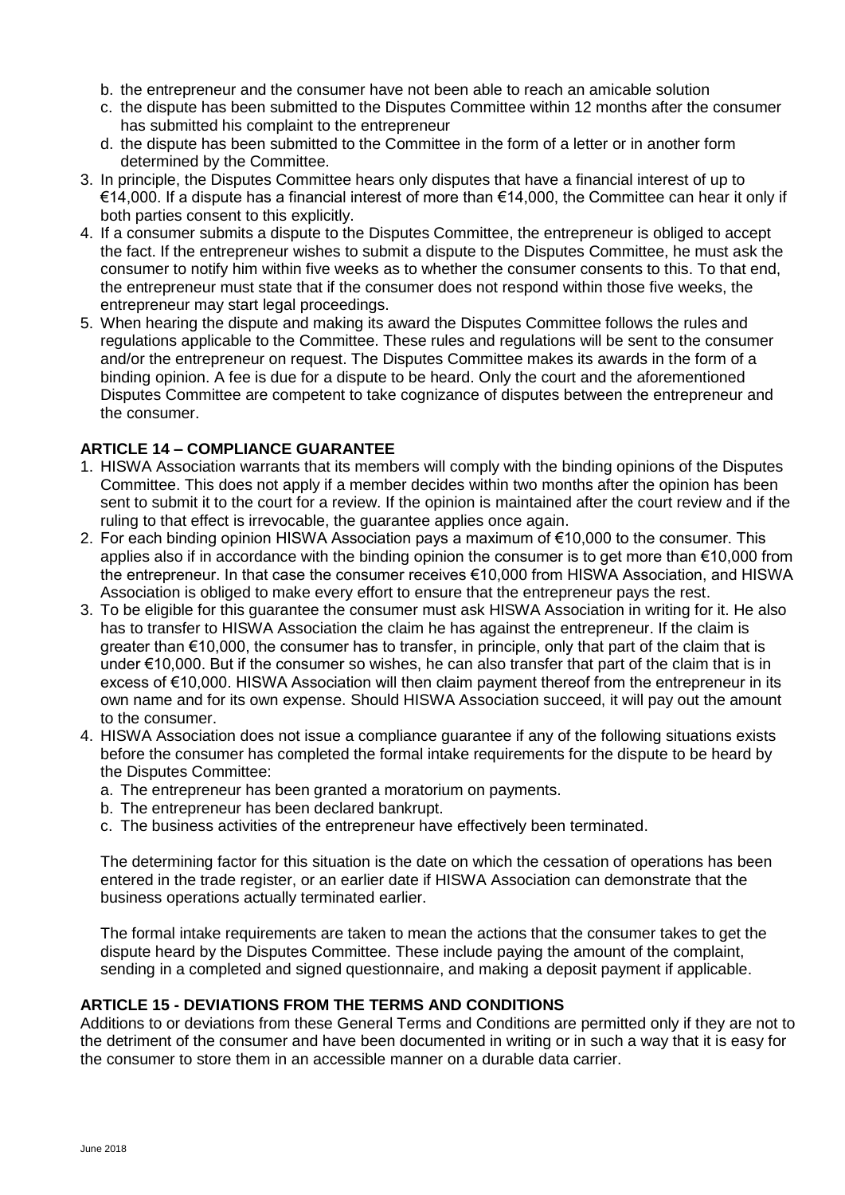b. the entrepreneur and the consumer have not been able to reach an amicable solution
c. the dispute has been submitted to the Disputes Committee within 12 months after the consumer has submitted his complaint to the entrepreneur
d. the dispute has been submitted to the Committee in the form of a letter or in another form determined by the Committee.

3. In principle, the Disputes Committee hears only disputes that have a financial interest of up to €14,000. If a dispute has a financial interest of more than €14,000, the Committee can hear it only if both parties consent to this explicitly.
4. If a consumer submits a dispute to the Disputes Committee, the entrepreneur is obliged to accept the fact. If the entrepreneur wishes to submit a dispute to the Disputes Committee, he must ask the consumer to notify him within five weeks as to whether the consumer consents to this. To that end, the entrepreneur must state that if the consumer does not respond within those five weeks, the entrepreneur may start legal proceedings.
5. When hearing the dispute and making its award the Disputes Committee follows the rules and regulations applicable to the Committee. These rules and regulations will be sent to the consumer and/or the entrepreneur on request. The Disputes Committee makes its awards in the form of a binding opinion. A fee is due for a dispute to be heard. Only the court and the aforementioned Disputes Committee are competent to take cognizance of disputes between the entrepreneur and the consumer.

**ARTICLE 14 – COMPLIANCE GUARANTEE**

1. HISWA Association warrants that its members will comply with the binding opinions of the Disputes Committee. This does not apply if a member decides within two months after the opinion has been sent to submit it to the court for a review. If the opinion is maintained after the court review and if the ruling to that effect is irrevocable, the guarantee applies once again.
2. For each binding opinion HISWA Association pays a maximum of €10,000 to the consumer. This applies also if in accordance with the binding opinion the consumer is to get more than €10,000 from the entrepreneur. In that case the consumer receives €10,000 from HISWA Association, and HISWA Association is obliged to make every effort to ensure that the entrepreneur pays the rest.
3. To be eligible for this guarantee the consumer must ask HISWA Association in writing for it. He also has to transfer to HISWA Association the claim he has against the entrepreneur. If the claim is greater than €10,000, the consumer has to transfer, in principle, only that part of the claim that is under €10,000. But if the consumer so wishes, he can also transfer that part of the claim that is in excess of €10,000. HISWA Association will then claim payment thereof from the entrepreneur in its own name and for its own expense. Should HISWA Association succeed, it will pay out the amount to the consumer.
4. HISWA Association does not issue a compliance guarantee if any of the following situations exists before the consumer has completed the formal intake requirements for the dispute to be heard by the Disputes Committee:
   a. The entrepreneur has been granted a moratorium on payments.
   b. The entrepreneur has been declared bankrupt.
   c. The business activities of the entrepreneur have effectively been terminated.

   The determining factor for this situation is the date on which the cessation of operations has been entered in the trade register, or an earlier date if HISWA Association can demonstrate that the business operations actually terminated earlier.

   The formal intake requirements are taken to mean the actions that the consumer takes to get the dispute heard by the Disputes Committee. These include paying the amount of the complaint, sending in a completed and signed questionnaire, and making a deposit payment if applicable.

**ARTICLE 15 - DEVIATIONS FROM THE TERMS AND CONDITIONS**

Additions to or deviations from these General Terms and Conditions are permitted only if they are not to the detriment of the consumer and have been documented in writing or in such a way that it is easy for the consumer to store them in an accessible manner on a durable data carrier.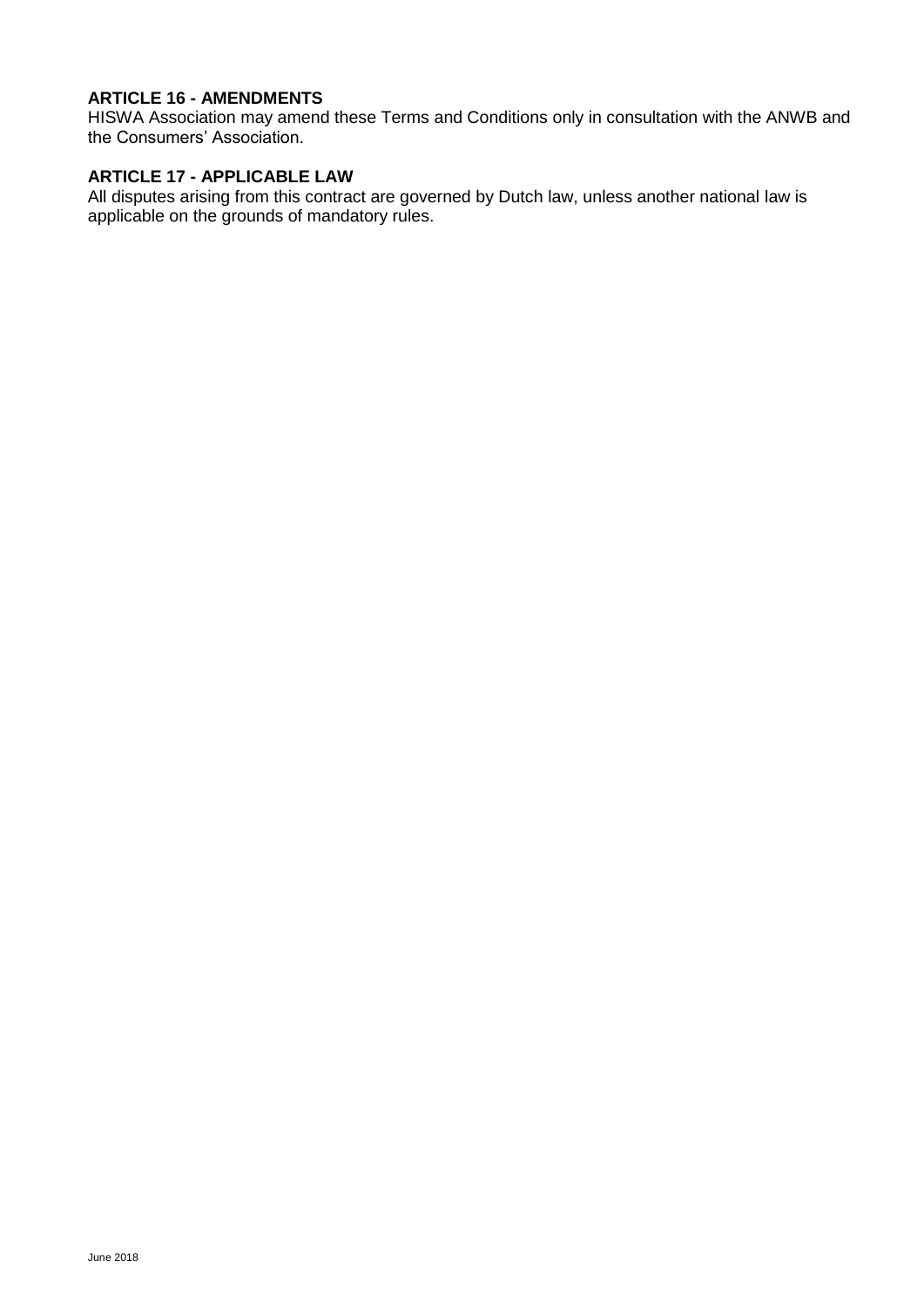**ARTICLE 16 - AMENDMENTS**
HISWA Association may amend these Terms and Conditions only in consultation with the ANWB and the Consumers' Association.

**ARTICLE 17 - APPLICABLE LAW**
All disputes arising from this contract are governed by Dutch law, unless another national law is applicable on the grounds of mandatory rules.

June 2018